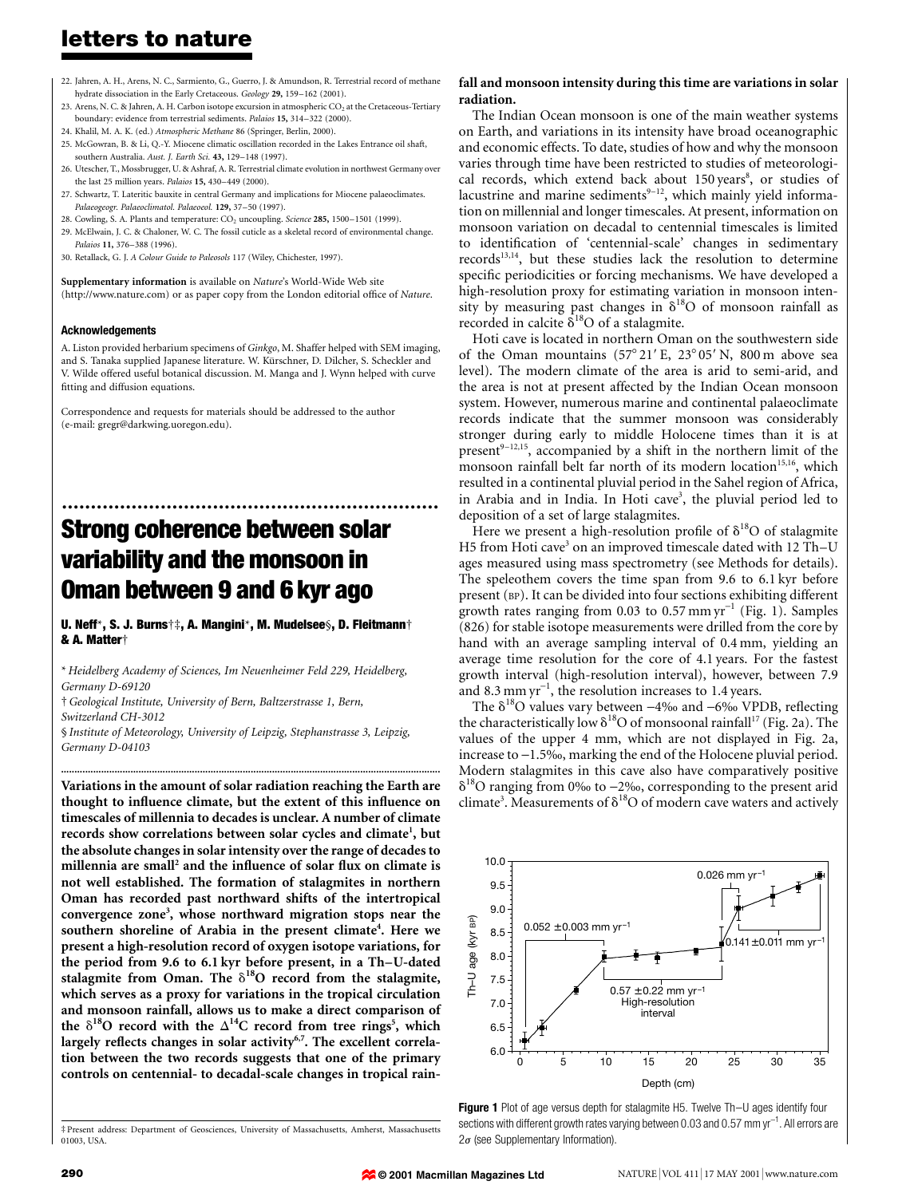22. Jahren, A. H., Arens, N. C., Sarmiento, G., Guerro, J. & Amundson, R. Terrestrial record of methane hydrate dissociation in the Early Cretaceous. *Geology* **29,** 159–162 (2001).
23. Arens, N. C. & Jahren, A. H. Carbon isotope excursion in atmospheric $CO_2$ at the Cretaceous-Tertiary boundary: evidence from terrestrial sediments. *Palaios* **15,** 314–322 (2000).
24. Khalil, M. A. K. (ed.) *Atmospheric Methane* 86 (Springer, Berlin, 2000).
25. McGowran, B. & Li, Q.-Y. Miocene climatic oscillation recorded in the Lakes Entrance oil shaft, southern Australia. *Aust. J. Earth Sci.* **43,** 129–148 (1997).
26. Utescher, T., Mossbrugger, U. & Ashraf, A. R. Terrestrial climate evolution in northwest Germany over the last 25 million years. *Palaios* **15,** 430–449 (2000).
27. Schwartz, T. Lateritic bauxite in central Germany and implications for Miocene palaeoclimates. *Palaeogeogr. Palaeoclimatol. Palaeoecol.* **129,** 37–50 (1997).
28. Cowling, S. A. Plants and temperature: $CO_2$ uncoupling. *Science* **285,** 1500–1501 (1999).
29. McElwain, J. C. & Chaloner, W. C. The fossil cuticle as a skeletal record of environmental change. *Palaios* **11,** 376–388 (1996).
30. Retallack, G. J. *A Colour Guide to Paleosols* 117 (Wiley, Chichester, 1997).

**Supplementary information** is available on *Nature*'s World-Wide Web site (http://www.nature.com) or as paper copy from the London editorial office of *Nature*.

#### Acknowledgements

A. Liston provided herbarium specimens of *Ginkgo*, M. Shaffer helped with SEM imaging, and S. Tanaka supplied Japanese literature. W. Kürschner, D. Dilcher, S. Scheckler and V. Wilde offered useful botanical discussion. M. Manga and J. Wynn helped with curve fitting and diffusion equations.

Correspondence and requests for materials should be addressed to the author (e-mail: gregr@darkwing.uoregon.edu).

# Strong coherence between solar variability and the monsoon in Oman between 9 and 6 kyr ago

**U. Neff\*, S. J. Burns†‡, A. Mangini\*, M. Mudelsee§, D. Fleitmann† & A. Matter†**

\* *Heidelberg Academy of Sciences, Im Neuenheimer Feld 229, Heidelberg, Germany D-69120*

† *Geological Institute, University of Bern, Baltzerstrasse 1, Bern, Switzerland CH-3012*

§ *Institute of Meteorology, University of Leipzig, Stephanstrasse 3, Leipzig, Germany D-04103*

**Variations in the amount of solar radiation reaching the Earth are thought to influence climate, but the extent of this influence on timescales of millennia to decades is unclear. A number of climate records show correlations between solar cycles and climate[1], but the absolute changes in solar intensity over the range of decades to millennia are small[2] and the influence of solar flux on climate is not well established. The formation of stalagmites in northern Oman has recorded past northward shifts of the intertropical convergence zone[3], whose northward migration stops near the southern shoreline of Arabia in the present climate[4]. Here we present a high-resolution record of oxygen isotope variations, for the period from 9.6 to 6.1 kyr before present, in a Th–U-dated stalagmite from Oman. The $\delta^{18}O$ record from the stalagmite, which serves as a proxy for variations in the tropical circulation and monsoon rainfall, allows us to make a direct comparison of the $\delta^{18}O$ record with the $\Delta^{14}C$ record from tree rings[5], which largely reflects changes in solar activity[6,7]. The excellent correlation between the two records suggests that one of the primary controls on centennial- to decadal-scale changes in tropical rainfall and monsoon intensity during this time are variations in solar radiation.**

The Indian Ocean monsoon is one of the main weather systems on Earth, and variations in its intensity have broad oceanographic and economic effects. To date, studies of how and why the monsoon varies through time have been restricted to studies of meteorological records, which extend back about 150 years[8], or studies of lacustrine and marine sediments[9–12], which mainly yield information on millennial and longer timescales. At present, information on monsoon variation on decadal to centennial timescales is limited to identification of 'centennial-scale' changes in sedimentary records[13,14], but these studies lack the resolution to determine specific periodicities or forcing mechanisms. We have developed a high-resolution proxy for estimating variation in monsoon intensity by measuring past changes in $\delta^{18}O$ of monsoon rainfall as recorded in calcite $\delta^{18}O$ of a stalagmite.

Hoti cave is located in northern Oman on the southwestern side of the Oman mountains (57° 21′ E, 23° 05′ N, 800 m above sea level). The modern climate of the area is arid to semi-arid, and the area is not at present affected by the Indian Ocean monsoon system. However, numerous marine and continental palaeoclimate records indicate that the summer monsoon was considerably stronger during early to middle Holocene times than it is at present[9–12,15], accompanied by a shift in the northern limit of the monsoon rainfall belt far north of its modern location[15,16], which resulted in a continental pluvial period in the Sahel region of Africa, in Arabia and in India. In Hoti cave[3], the pluvial period led to deposition of a set of large stalagmites.

Here we present a high-resolution profile of $\delta^{18}O$ of stalagmite H5 from Hoti cave[3] on an improved timescale dated with 12 Th–U ages measured using mass spectrometry (see Methods for details). The speleothem covers the time span from 9.6 to 6.1 kyr before present (BP). It can be divided into four sections exhibiting different growth rates ranging from 0.03 to 0.57 mm $yr^{-1}$ (Fig. 1). Samples (826) for stable isotope measurements were drilled from the core by hand with an average sampling interval of 0.4 mm, yielding an average time resolution for the core of 4.1 years. For the fastest growth interval (high-resolution interval), however, between 7.9 and 8.3 mm $yr^{-1}$, the resolution increases to 1.4 years.

The $\delta^{18}O$ values vary between −4‰ and −6‰ VPDB, reflecting the characteristically low $\delta^{18}O$ of monsoonal rainfall[17] (Fig. 2a). The values of the upper 4 mm, which are not displayed in Fig. 2a, increase to −1.5‰, marking the end of the Holocene pluvial period. Modern stalagmites in this cave also have comparatively positive $\delta^{18}O$ ranging from 0‰ to −2‰, corresponding to the present arid climate[3]. Measurements of $\delta^{18}O$ of modern cave waters and actively

**Figure 1** Plot of age versus depth for stalagmite H5. Twelve Th–U ages identify four sections with different growth rates varying between 0.03 and 0.57 mm $yr^{-1}$. All errors are $2\sigma$ (see Supplementary Information).

‡ Present address: Department of Geosciences, University of Massachusetts, Amherst, Massachusetts 01003, USA.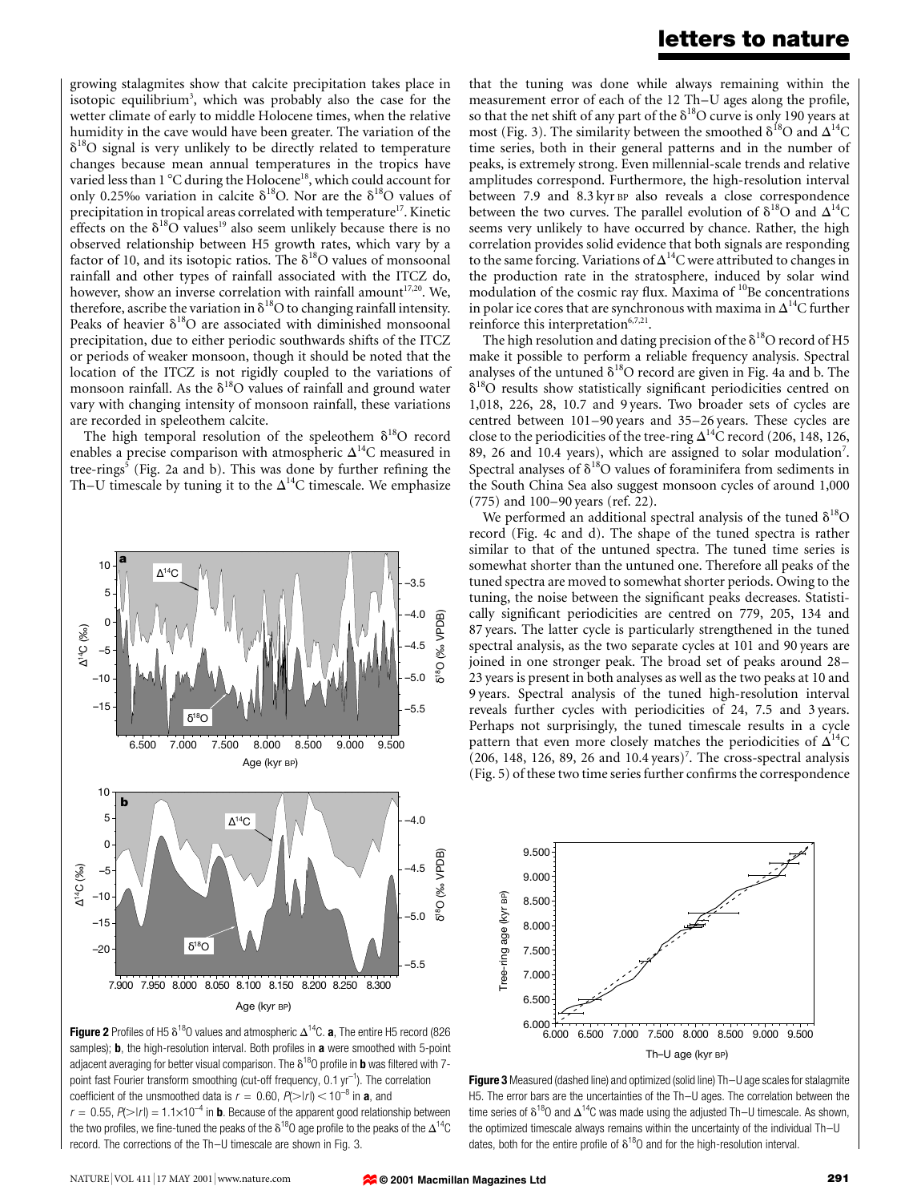growing stalagmites show that calcite precipitation takes place in isotopic equilibrium[3], which was probably also the case for the wetter climate of early to middle Holocene times, when the relative humidity in the cave would have been greater. The variation of the $\delta^{18}O$ signal is very unlikely to be directly related to temperature changes because mean annual temperatures in the tropics have varied less than 1 °C during the Holocene[18], which could account for only 0.25‰ variation in calcite $\delta^{18}O$. Nor are the $\delta^{18}O$ values of precipitation in tropical areas correlated with temperature[17]. Kinetic effects on the $\delta^{18}O$ values[19] also seem unlikely because there is no observed relationship between H5 growth rates, which vary by a factor of 10, and its isotopic ratios. The $\delta^{18}O$ values of monsoonal rainfall and other types of rainfall associated with the ITCZ do, however, show an inverse correlation with rainfall amount[17,20]. We, therefore, ascribe the variation in $\delta^{18}O$ to changing rainfall intensity. Peaks of heavier $\delta^{18}O$ are associated with diminished monsoonal precipitation, due to either periodic southwards shifts of the ITCZ or periods of weaker monsoon, though it should be noted that the location of the ITCZ is not rigidly coupled to the variations of monsoon rainfall. As the $\delta^{18}O$ values of rainfall and ground water vary with changing intensity of monsoon rainfall, these variations are recorded in speleothem calcite.

The high temporal resolution of the speleothem $\delta^{18}O$ record enables a precise comparison with atmospheric $\Delta^{14}C$ measured in tree-rings[5] (Fig. 2a and b). This was done by further refining the Th–U timescale by tuning it to the $\Delta^{14}C$ timescale. We emphasize that the tuning was done while always remaining within the measurement error of each of the 12 Th–U ages along the profile, so that the net shift of any part of the $\delta^{18}O$ curve is only 190 years at most (Fig. 3). The similarity between the smoothed $\delta^{18}O$ and $\Delta^{14}C$ time series, both in their general patterns and in the number of peaks, is extremely strong. Even millennial-scale trends and relative amplitudes correspond. Furthermore, the high-resolution interval between 7.9 and 8.3 kyr BP also reveals a close correspondence between the two curves. The parallel evolution of $\delta^{18}O$ and $\Delta^{14}C$ seems very unlikely to have occurred by chance. Rather, the high correlation provides solid evidence that both signals are responding to the same forcing. Variations of $\Delta^{14}C$ were attributed to changes in the production rate in the stratosphere, induced by solar wind modulation of the cosmic ray flux. Maxima of $^{10}Be$ concentrations in polar ice cores that are synchronous with maxima in $\Delta^{14}C$ further reinforce this interpretation[6,7,21].

The high resolution and dating precision of the $\delta^{18}O$ record of H5 make it possible to perform a reliable frequency analysis. Spectral analyses of the untuned $\delta^{18}O$ record are given in Fig. 4a and b. The $\delta^{18}O$ results show statistically significant periodicities centred on 1,018, 226, 28, 10.7 and 9 years. Two broader sets of cycles are centred between 101–90 years and 35–26 years. These cycles are close to the periodicities of the tree-ring $\Delta^{14}C$ record (206, 148, 126, 89, 26 and 10.4 years), which are assigned to solar modulation[7]. Spectral analyses of $\delta^{18}O$ values of foraminifera from sediments in the South China Sea also suggest monsoon cycles of around 1,000 (775) and 100–90 years (ref. 22).

We performed an additional spectral analysis of the tuned $\delta^{18}O$ record (Fig. 4c and d). The shape of the tuned spectra is rather similar to that of the untuned spectra. The tuned time series is somewhat shorter than the untuned one. Therefore all peaks of the tuned spectra are moved to somewhat shorter periods. Owing to the tuning, the noise between the significant peaks decreases. Statistically significant periodicities are centred on 779, 205, 134 and 87 years. The latter cycle is particularly strengthened in the tuned spectral analysis, as the two separate cycles at 101 and 90 years are joined in one stronger peak. The broad set of peaks around 28–23 years is present in both analyses as well as the two peaks at 10 and 9 years. Spectral analysis of the tuned high-resolution interval reveals further cycles with periodicities of 24, 7.5 and 3 years. Perhaps not surprisingly, the tuned timescale results in a cycle pattern that even more closely matches the periodicities of $\Delta^{14}C$ (206, 148, 126, 89, 26 and 10.4 years)[7]. The cross-spectral analysis (Fig. 5) of these two time series further confirms the correspondence

**Figure 2** Profiles of H5 $\delta^{18}O$ values and atmospheric $\Delta^{14}C$. **a**, The entire H5 record (826 samples); **b**, the high-resolution interval. Both profiles in **a** were smoothed with 5-point adjacent averaging for better visual comparison. The $\delta^{18}O$ profile in **b** was filtered with 7-point fast Fourier transform smoothing (cut-off frequency, 0.1 $yr^{-1}$). The correlation coefficient of the unsmoothed data is $r = 0.60$, $P(>|r|) < 10^{-8}$ in **a**, and $r = 0.55$, $P(>|r|) = 1.1\times10^{-4}$ in **b**. Because of the apparent good relationship between the two profiles, we fine-tuned the peaks of the $\delta^{18}O$ age profile to the peaks of the $\Delta^{14}C$ record. The corrections of the Th–U timescale are shown in Fig. 3.

**Figure 3** Measured (dashed line) and optimized (solid line) Th–U age scales for stalagmite H5. The error bars are the uncertainties of the Th–U ages. The correlation between the time series of $\delta^{18}O$ and $\Delta^{14}C$ was made using the adjusted Th–U timescale. As shown, the optimized timescale always remains within the uncertainty of the individual Th–U dates, both for the entire profile of $\delta^{18}O$ and for the high-resolution interval.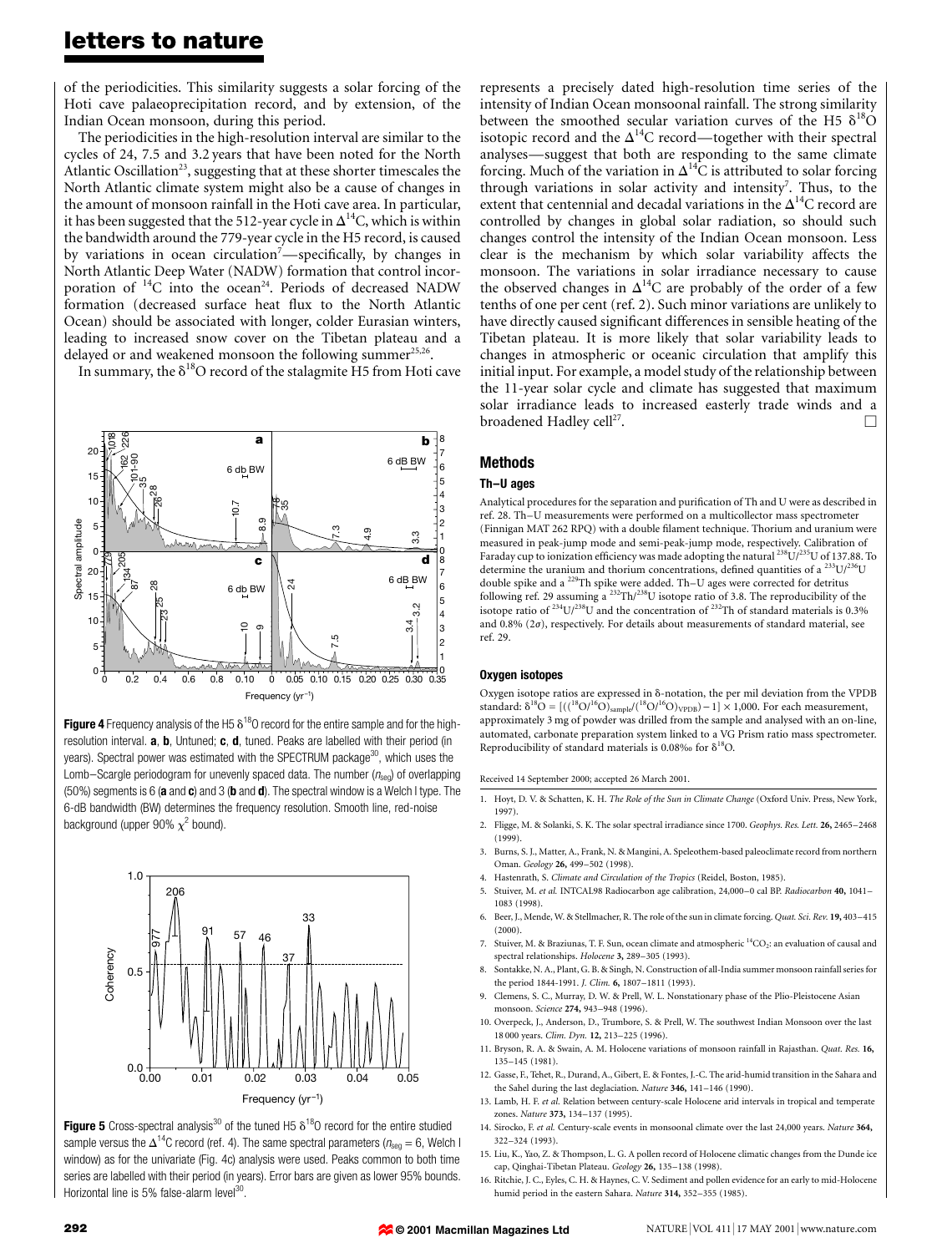of the periodicities. This similarity suggests a solar forcing of the Hoti cave palaeoprecipitation record, and by extension, of the Indian Ocean monsoon, during this period.

The periodicities in the high-resolution interval are similar to the cycles of 24, 7.5 and 3.2 years that have been noted for the North Atlantic Oscillation[23], suggesting that at these shorter timescales the North Atlantic climate system might also be a cause of changes in the amount of monsoon rainfall in the Hoti cave area. In particular, it has been suggested that the 512-year cycle in $\Delta^{14}$C, which is within the bandwidth around the 779-year cycle in the H5 record, is caused by variations in ocean circulation[7]—specifically, by changes in North Atlantic Deep Water (NADW) formation that control incorporation of $^{14}$C into the ocean[24]. Periods of decreased NADW formation (decreased surface heat flux to the North Atlantic Ocean) should be associated with longer, colder Eurasian winters, leading to increased snow cover on the Tibetan plateau and a delayed or and weakened monsoon the following summer[25,26].

In summary, the $\delta^{18}$O record of the stalagmite H5 from Hoti cave represents a precisely dated high-resolution time series of the intensity of Indian Ocean monsoonal rainfall. The strong similarity between the smoothed secular variation curves of the H5 $\delta^{18}$O isotopic record and the $\Delta^{14}$C record—together with their spectral analyses—suggest that both are responding to the same climate forcing. Much of the variation in $\Delta^{14}$C is attributed to solar forcing through variations in solar activity and intensity[7]. Thus, to the extent that centennial and decadal variations in the $\Delta^{14}$C record are controlled by changes in global solar radiation, so should such changes control the intensity of the Indian Ocean monsoon. Less clear is the mechanism by which solar variability affects the monsoon. The variations in solar irradiance necessary to cause the observed changes in $\Delta^{14}$C are probably of the order of a few tenths of one per cent (ref. 2). Such minor variations are unlikely to have directly caused significant differences in sensible heating of the Tibetan plateau. It is more likely that solar variability leads to changes in atmospheric or oceanic circulation that amplify this initial input. For example, a model study of the relationship between the 11-year solar cycle and climate has suggested that maximum solar irradiance leads to increased easterly trade winds and a broadened Hadley cell[27]. □

**Figure 4** Frequency analysis of the H5 $\delta^{18}$O record for the entire sample and for the high-resolution interval. **a**, **b**, Untuned; **c**, **d**, tuned. Peaks are labelled with their period (in years). Spectral power was estimated with the SPECTRUM package[30], which uses the Lomb–Scargle periodogram for unevenly spaced data. The number ($n_{seg}$) of overlapping (50%) segments is 6 (**a** and **c**) and 3 (**b** and **d**). The spectral window is a Welch I type. The 6-dB bandwidth (BW) determines the frequency resolution. Smooth line, red-noise background (upper 90% $\chi^2$ bound).

**Figure 5** Cross-spectral analysis[30] of the tuned H5 $\delta^{18}$O record for the entire studied sample versus the $\Delta^{14}$C record (ref. 4). The same spectral parameters ($n_{seg}$ = 6, Welch I window) as for the univariate (Fig. 4c) analysis were used. Peaks common to both time series are labelled with their period (in years). Error bars are given as lower 95% bounds. Horizontal line is 5% false-alarm level[30].

## Methods

### Th–U ages

Analytical procedures for the separation and purification of Th and U were as described in ref. 28. Th–U measurements were performed on a multicollector mass spectrometer (Finnigan MAT 262 RPQ) with a double filament technique. Thorium and uranium were measured in peak-jump mode and semi-peak-jump mode, respectively. Calibration of Faraday cup to ionization efficiency was made adopting the natural $^{238}$U/$^{235}$U of 137.88. To determine the uranium and thorium concentrations, defined quantities of a $^{233}$U/$^{236}$U double spike and a $^{229}$Th spike were added. Th–U ages were corrected for detritus following ref. 29 assuming a $^{232}$Th/$^{238}$U isotope ratio of 3.8. The reproducibility of the isotope ratio of $^{234}$U/$^{238}$U and the concentration of $^{232}$Th of standard materials is 0.3% and 0.8% ($2\sigma$), respectively. For details about measurements of standard material, see ref. 29.

### Oxygen isotopes

Oxygen isotope ratios are expressed in δ-notation, the per mil deviation from the VPDB standard: $\delta^{18}\text{O} = [((^{18}\text{O}/^{16}\text{O})_{\text{sample}}/(^{18}\text{O}/^{16}\text{O})_{\text{VPDB}}) - 1] \times 1{,}000$. For each measurement, approximately 3 mg of powder was drilled from the sample and analysed with an on-line, automated, carbonate preparation system linked to a VG Prism ratio mass spectrometer. Reproducibility of standard materials is 0.08‰ for $\delta^{18}$O.

Received 14 September 2000; accepted 26 March 2001.

1. Hoyt, D. V. & Schatten, K. H. *The Role of the Sun in Climate Change* (Oxford Univ. Press, New York, 1997).
2. Fligge, M. & Solanki, S. K. The solar spectral irradiance since 1700. *Geophys. Res. Lett.* **26,** 2465–2468 (1999).
3. Burns, S. J., Matter, A., Frank, N. & Mangini, A. Speleothem-based paleoclimate record from northern Oman. *Geology* **26,** 499–502 (1998).
4. Hastenrath, S. *Climate and Circulation of the Tropics* (Reidel, Boston, 1985).
5. Stuiver, M. *et al.* INTCAL98 Radiocarbon age calibration, 24,000–0 cal BP. *Radiocarbon* **40,** 1041–1083 (1998).
6. Beer, J., Mende, W. & Stellmacher, R. The role of the sun in climate forcing. *Quat. Sci. Rev.* **19,** 403–415 (2000).
7. Stuiver, M. & Braziunas, T. F. Sun, ocean climate and atmospheric $^{14}CO_2$: an evaluation of causal and spectral relationships. *Holocene* **3,** 289–305 (1993).
8. Sontakke, N. A., Plant, G. B. & Singh, N. Construction of all-India summer monsoon rainfall series for the period 1844-1991. *J. Clim.* **6,** 1807–1811 (1993).
9. Clemens, S. C., Murray, D. W. & Prell, W. L. Nonstationary phase of the Plio-Pleistocene Asian monsoon. *Science* **274,** 943–948 (1996).
10. Overpeck, J., Anderson, D., Trumbore, S. & Prell, W. The southwest Indian Monsoon over the last 18 000 years. *Clim. Dyn.* **12,** 213–225 (1996).
11. Bryson, R. A. & Swain, A. M. Holocene variations of monsoon rainfall in Rajasthan. *Quat. Res.* **16,** 135–145 (1981).
12. Gasse, F., Tehet, R., Durand, A., Gibert, E. & Fontes, J.-C. The arid-humid transition in the Sahara and the Sahel during the last deglaciation. *Nature* **346,** 141–146 (1990).
13. Lamb, H. F. *et al.* Relation between century-scale Holocene arid intervals in tropical and temperate zones. *Nature* **373,** 134–137 (1995).
14. Sirocko, F. *et al.* Century-scale events in monsoonal climate over the last 24,000 years. *Nature* **364,** 322–324 (1993).
15. Liu, K., Yao, Z. & Thompson, L. G. A pollen record of Holocene climatic changes from the Dunde ice cap, Qinghai-Tibetan Plateau. *Geology* **26,** 135–138 (1998).
16. Ritchie, J. C., Eyles, C. H. & Haynes, C. V. Sediment and pollen evidence for an early to mid-Holocene humid period in the eastern Sahara. *Nature* **314,** 352–355 (1985).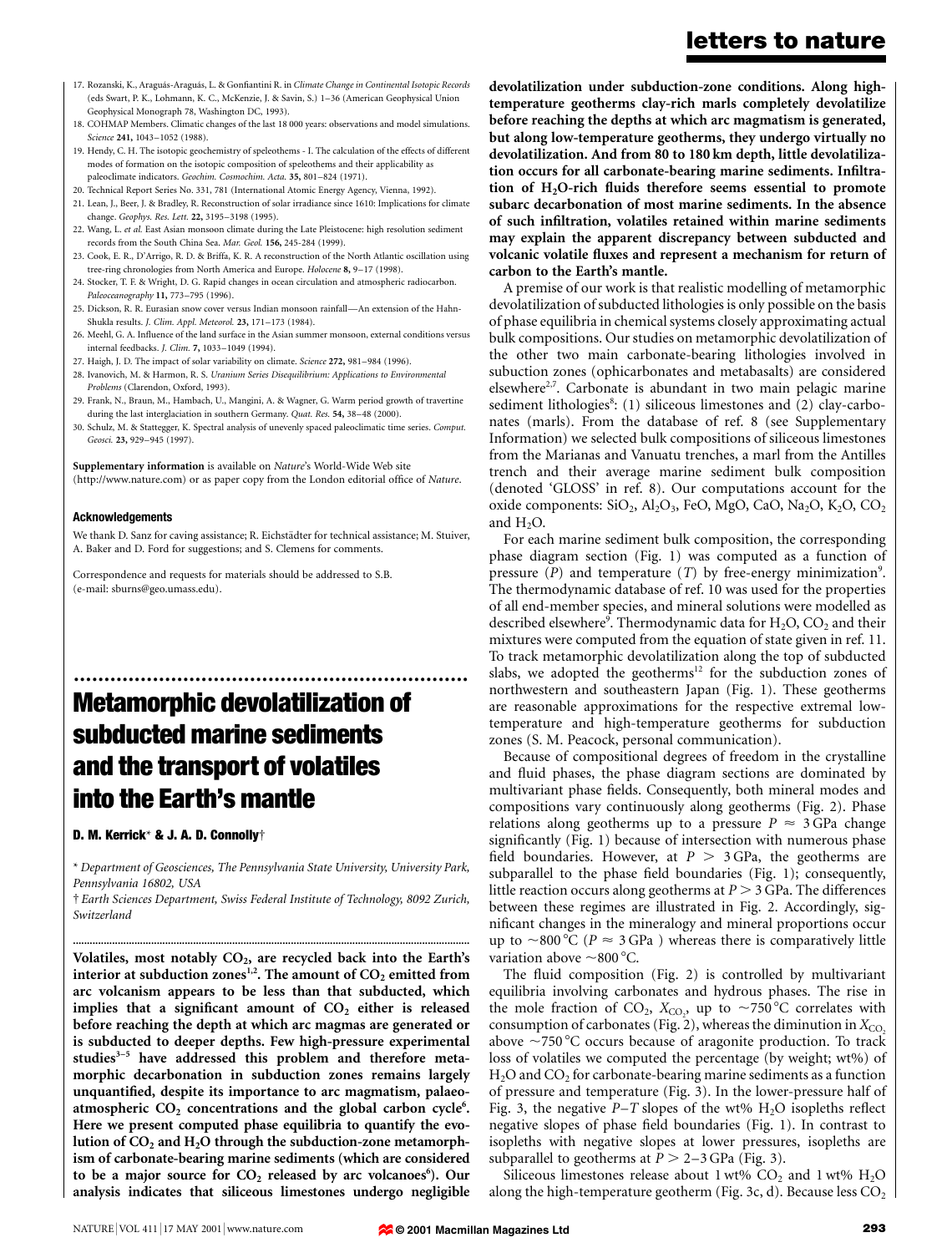17. Rozanski, K., Araguás-Araguás, L. & Gonfiantini R. in *Climate Change in Continental Isotopic Records* (eds Swart, P. K., Lohmann, K. C., McKenzie, J. & Savin, S.) 1–36 (American Geophysical Union Geophysical Monograph 78, Washington DC, 1993).
18. COHMAP Members. Climatic changes of the last 18 000 years: observations and model simulations. *Science* **241,** 1043–1052 (1988).
19. Hendy, C. H. The isotopic geochemistry of speleothems - I. The calculation of the effects of different modes of formation on the isotopic composition of speleothems and their applicability as paleoclimate indicators. *Geochim. Cosmochim. Acta.* **35,** 801–824 (1971).
20. Technical Report Series No. 331, 781 (International Atomic Energy Agency, Vienna, 1992).
21. Lean, J., Beer, J. & Bradley, R. Reconstruction of solar irradiance since 1610: Implications for climate change. *Geophys. Res. Lett.* **22,** 3195–3198 (1995).
22. Wang, L. *et al.* East Asian monsoon climate during the Late Pleistocene: high resolution sediment records from the South China Sea. *Mar. Geol.* **156,** 245-284 (1999).
23. Cook, E. R., D'Arrigo, R. D. & Briffa, K. R. A reconstruction of the North Atlantic oscillation using tree-ring chronologies from North America and Europe. *Holocene* **8,** 9–17 (1998).
24. Stocker, T. F. & Wright, D. G. Rapid changes in ocean circulation and atmospheric radiocarbon. *Paleoceanography* **11,** 773–795 (1996).
25. Dickson, R. R. Eurasian snow cover versus Indian monsoon rainfall—An extension of the Hahn-Shukla results. *J. Clim. Appl. Meteorol.* **23,** 171–173 (1984).
26. Meehl, G. A. Influence of the land surface in the Asian summer monsoon, external conditions versus internal feedbacks. *J. Clim.* **7,** 1033–1049 (1994).
27. Haigh, J. D. The impact of solar variability on climate. *Science* **272,** 981–984 (1996).
28. Ivanovich, M. & Harmon, R. S. *Uranium Series Disequilibrium: Applications to Environmental Problems* (Clarendon, Oxford, 1993).
29. Frank, N., Braun, M., Hambach, U., Mangini, A. & Wagner, G. Warm period growth of travertine during the last interglaciation in southern Germany. *Quat. Res.* **54,** 38–48 (2000).
30. Schulz, M. & Stattegger, K. Spectral analysis of unevenly spaced paleoclimatic time series. *Comput. Geosci.* **23,** 929–945 (1997).

**Supplementary information** is available on *Nature*'s World-Wide Web site (http://www.nature.com) or as paper copy from the London editorial office of *Nature*.

**Acknowledgements**

We thank D. Sanz for caving assistance; R. Eichstädter for technical assistance; M. Stuiver, A. Baker and D. Ford for suggestions; and S. Clemens for comments.

Correspondence and requests for materials should be addressed to S.B. (e-mail: sburns@geo.umass.edu).

# Metamorphic devolatilization of subducted marine sediments and the transport of volatiles into the Earth's mantle

**D. M. Kerrick\* & J. A. D. Connolly†**

\* *Department of Geosciences, The Pennsylvania State University, University Park, Pennsylvania 16802, USA*

† *Earth Sciences Department, Swiss Federal Institute of Technology, 8092 Zurich, Switzerland*

**Volatiles, most notably $CO_2$, are recycled back into the Earth's interior at subduction zones[1,2]. The amount of $CO_2$ emitted from arc volcanism appears to be less than that subducted, which implies that a significant amount of $CO_2$ either is released before reaching the depth at which arc magmas are generated or is subducted to deeper depths. Few high-pressure experimental studies[3–5] have addressed this problem and therefore metamorphic decarbonation in subduction zones remains largely unquantified, despite its importance to arc magmatism, palaeoatmospheric $CO_2$ concentrations and the global carbon cycle[6]. Here we present computed phase equilibria to quantify the evolution of $CO_2$ and $H_2O$ through the subduction-zone metamorphism of carbonate-bearing marine sediments (which are considered to be a major source for $CO_2$ released by arc volcanoes[6]). Our analysis indicates that siliceous limestones undergo negligible devolatilization under subduction-zone conditions. Along high-temperature geotherms clay-rich marls completely devolatilize before reaching the depths at which arc magmatism is generated, but along low-temperature geotherms, they undergo virtually no devolatilization. And from 80 to 180 km depth, little devolatilization occurs for all carbonate-bearing marine sediments. Infiltration of $H_2O$-rich fluids therefore seems essential to promote subarc decarbonation of most marine sediments. In the absence of such infiltration, volatiles retained within marine sediments may explain the apparent discrepancy between subducted and volcanic volatile fluxes and represent a mechanism for return of carbon to the Earth's mantle.**

A premise of our work is that realistic modelling of metamorphic devolatilization of subducted lithologies is only possible on the basis of phase equilibria in chemical systems closely approximating actual bulk compositions. Our studies on metamorphic devolatilization of the other two main carbonate-bearing lithologies involved in subuction zones (ophicarbonates and metabasalts) are considered elsewhere[2,7]. Carbonate is abundant in two main pelagic marine sediment lithologies[8]: (1) siliceous limestones and (2) clay-carbonates (marls). From the database of ref. 8 (see Supplementary Information) we selected bulk compositions of siliceous limestones from the Marianas and Vanuatu trenches, a marl from the Antilles trench and their average marine sediment bulk composition (denoted 'GLOSS' in ref. 8). Our computations account for the oxide components: $SiO_2$, $Al_2O_3$, FeO, MgO, CaO, $Na_2O$, $K_2O$, $CO_2$ and $H_2O$.

For each marine sediment bulk composition, the corresponding phase diagram section (Fig. 1) was computed as a function of pressure ($P$) and temperature ($T$) by free-energy minimization[9]. The thermodynamic database of ref. 10 was used for the properties of all end-member species, and mineral solutions were modelled as described elsewhere[9]. Thermodynamic data for $H_2O$, $CO_2$ and their mixtures were computed from the equation of state given in ref. 11. To track metamorphic devolatilization along the top of subducted slabs, we adopted the geotherms[12] for the subduction zones of northwestern and southeastern Japan (Fig. 1). These geotherms are reasonable approximations for the respective extremal low-temperature and high-temperature geotherms for subduction zones (S. M. Peacock, personal communication).

Because of compositional degrees of freedom in the crystalline and fluid phases, the phase diagram sections are dominated by multivariant phase fields. Consequently, both mineral modes and compositions vary continuously along geotherms (Fig. 2). Phase relations along geotherms up to a pressure $P \approx 3$ GPa change significantly (Fig. 1) because of intersection with numerous phase field boundaries. However, at $P > 3$ GPa, the geotherms are subparallel to the phase field boundaries (Fig. 1); consequently, little reaction occurs along geotherms at $P > 3$ GPa. The differences between these regimes are illustrated in Fig. 2. Accordingly, significant changes in the mineralogy and mineral proportions occur up to ~800 °C ($P \approx 3$ GPa ) whereas there is comparatively little variation above ~800 °C.

The fluid composition (Fig. 2) is controlled by multivariant equilibria involving carbonates and hydrous phases. The rise in the mole fraction of $CO_2$, $X_{CO_2}$, up to ~750 °C correlates with consumption of carbonates (Fig. 2), whereas the diminution in $X_{CO_2}$ above ~750 °C occurs because of aragonite production. To track loss of volatiles we computed the percentage (by weight; wt%) of $H_2O$ and $CO_2$ for carbonate-bearing marine sediments as a function of pressure and temperature (Fig. 3). In the lower-pressure half of Fig. 3, the negative $P$–$T$ slopes of the wt% $H_2O$ isopleths reflect negative slopes of phase field boundaries (Fig. 1). In contrast to isopleths with negative slopes at lower pressures, isopleths are subparallel to geotherms at $P > 2$–3 GPa (Fig. 3).

Siliceous limestones release about 1 wt% $CO_2$ and 1 wt% $H_2O$ along the high-temperature geotherm (Fig. 3c, d). Because less $CO_2$